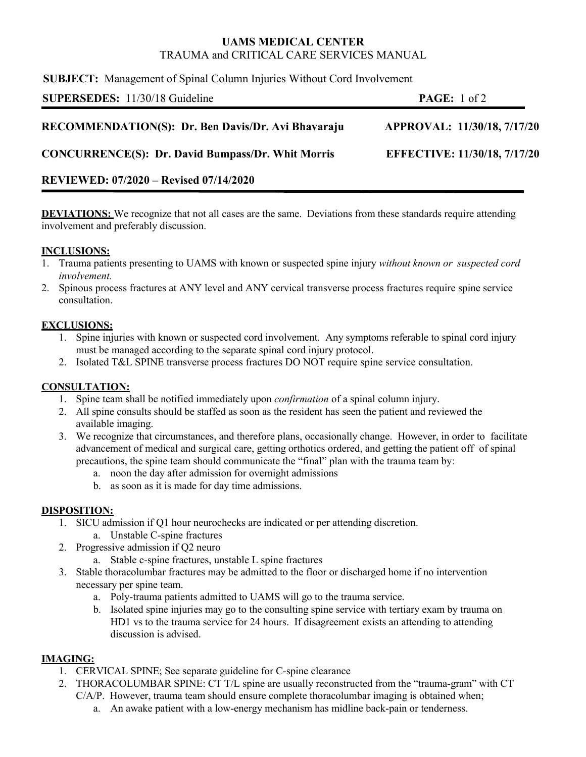**UAMS MEDICAL CENTER**
TRAUMA and CRITICAL CARE SERVICES MANUAL

**SUBJECT:** Management of Spinal Column Injuries Without Cord Involvement

**SUPERSEDES:** 11/30/18 Guideline

**RECOMMENDATION(S): Dr. Ben Davis/Dr. Avi Bhavaraju** | **APPROVAL: 11/30/18, 7/17/20**

**CONCURRENCE(S): Dr. David Bumpass/Dr. Whit Morris** | **EFFECTIVE: 11/30/18, 7/17/20**

**REVIEWED: 07/2020 – Revised 07/14/2020**

---

**DEVIATIONS:** We recognize that not all cases are the same. Deviations from these standards require attending involvement and preferably discussion.

**INCLUSIONS:**

1. Trauma patients presenting to UAMS with known or suspected spine injury *without known or suspected cord involvement.*
2. Spinous process fractures at ANY level and ANY cervical transverse process fractures require spine service consultation.

**EXCLUSIONS:**

1. Spine injuries with known or suspected cord involvement. Any symptoms referable to spinal cord injury must be managed according to the separate spinal cord injury protocol.
2. Isolated T&L SPINE transverse process fractures DO NOT require spine service consultation.

**CONSULTATION:**

1. Spine team shall be notified immediately upon *confirmation* of a spinal column injury.
2. All spine consults should be staffed as soon as the resident has seen the patient and reviewed the available imaging.
3. We recognize that circumstances, and therefore plans, occasionally change. However, in order to facilitate advancement of medical and surgical care, getting orthotics ordered, and getting the patient off of spinal precautions, the spine team should communicate the "final" plan with the trauma team by:
    a. noon the day after admission for overnight admissions
    b. as soon as it is made for day time admissions.

**DISPOSITION:**

1. SICU admission if Q1 hour neurochecks are indicated or per attending discretion.
    a. Unstable C-spine fractures
2. Progressive admission if Q2 neuro
    a. Stable c-spine fractures, unstable L spine fractures
3. Stable thoracolumbar fractures may be admitted to the floor or discharged home if no intervention necessary per spine team.
    a. Poly-trauma patients admitted to UAMS will go to the trauma service.
    b. Isolated spine injuries may go to the consulting spine service with tertiary exam by trauma on HD1 vs to the trauma service for 24 hours. If disagreement exists an attending to attending discussion is advised.

**IMAGING:**

1. CERVICAL SPINE; See separate guideline for C-spine clearance
2. THORACOLUMBAR SPINE: CT T/L spine are usually reconstructed from the "trauma-gram" with CT C/A/P. However, trauma team should ensure complete thoracolumbar imaging is obtained when;
    a. An awake patient with a low-energy mechanism has midline back-pain or tenderness.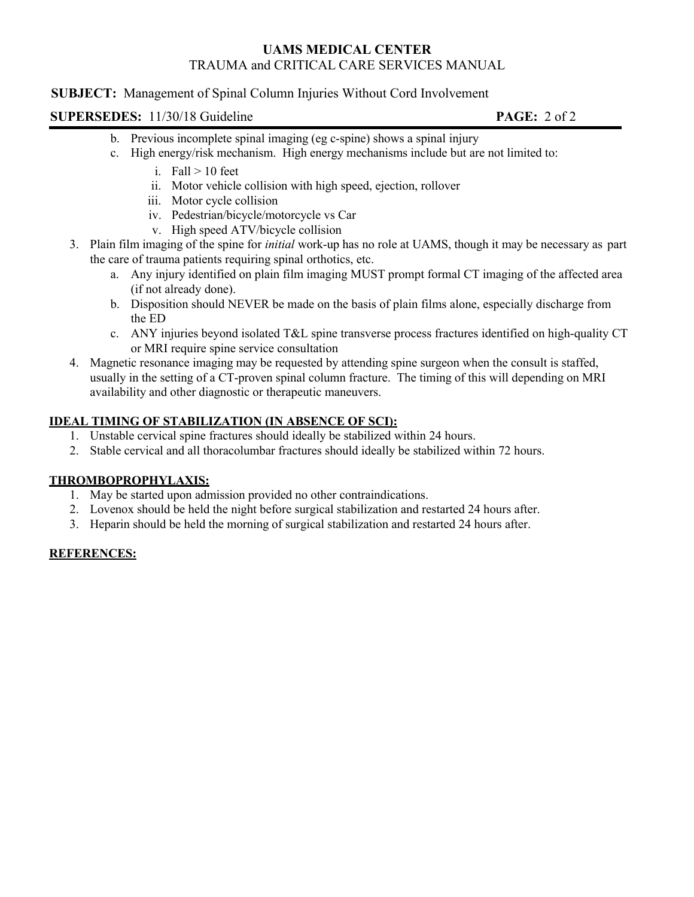b. Previous incomplete spinal imaging (eg c-spine) shows a spinal injury
c. High energy/risk mechanism. High energy mechanisms include but are not limited to:
    i. Fall > 10 feet
    ii. Motor vehicle collision with high speed, ejection, rollover
    iii. Motor cycle collision
    iv. Pedestrian/bicycle/motorcycle vs Car
    v. High speed ATV/bicycle collision

3. Plain film imaging of the spine for *initial* work-up has no role at UAMS, though it may be necessary as part the care of trauma patients requiring spinal orthotics, etc.
    a. Any injury identified on plain film imaging MUST prompt formal CT imaging of the affected area (if not already done).
    b. Disposition should NEVER be made on the basis of plain films alone, especially discharge from the ED
    c. ANY injuries beyond isolated T&L spine transverse process fractures identified on high-quality CT or MRI require spine service consultation
4. Magnetic resonance imaging may be requested by attending spine surgeon when the consult is staffed, usually in the setting of a CT-proven spinal column fracture. The timing of this will depending on MRI availability and other diagnostic or therapeutic maneuvers.

## IDEAL TIMING OF STABILIZATION (IN ABSENCE OF SCI):

1. Unstable cervical spine fractures should ideally be stabilized within 24 hours.
2. Stable cervical and all thoracolumbar fractures should ideally be stabilized within 72 hours.

## THROMBOPROPHYLAXIS:

1. May be started upon admission provided no other contraindications.
2. Lovenox should be held the night before surgical stabilization and restarted 24 hours after.
3. Heparin should be held the morning of surgical stabilization and restarted 24 hours after.

## REFERENCES: